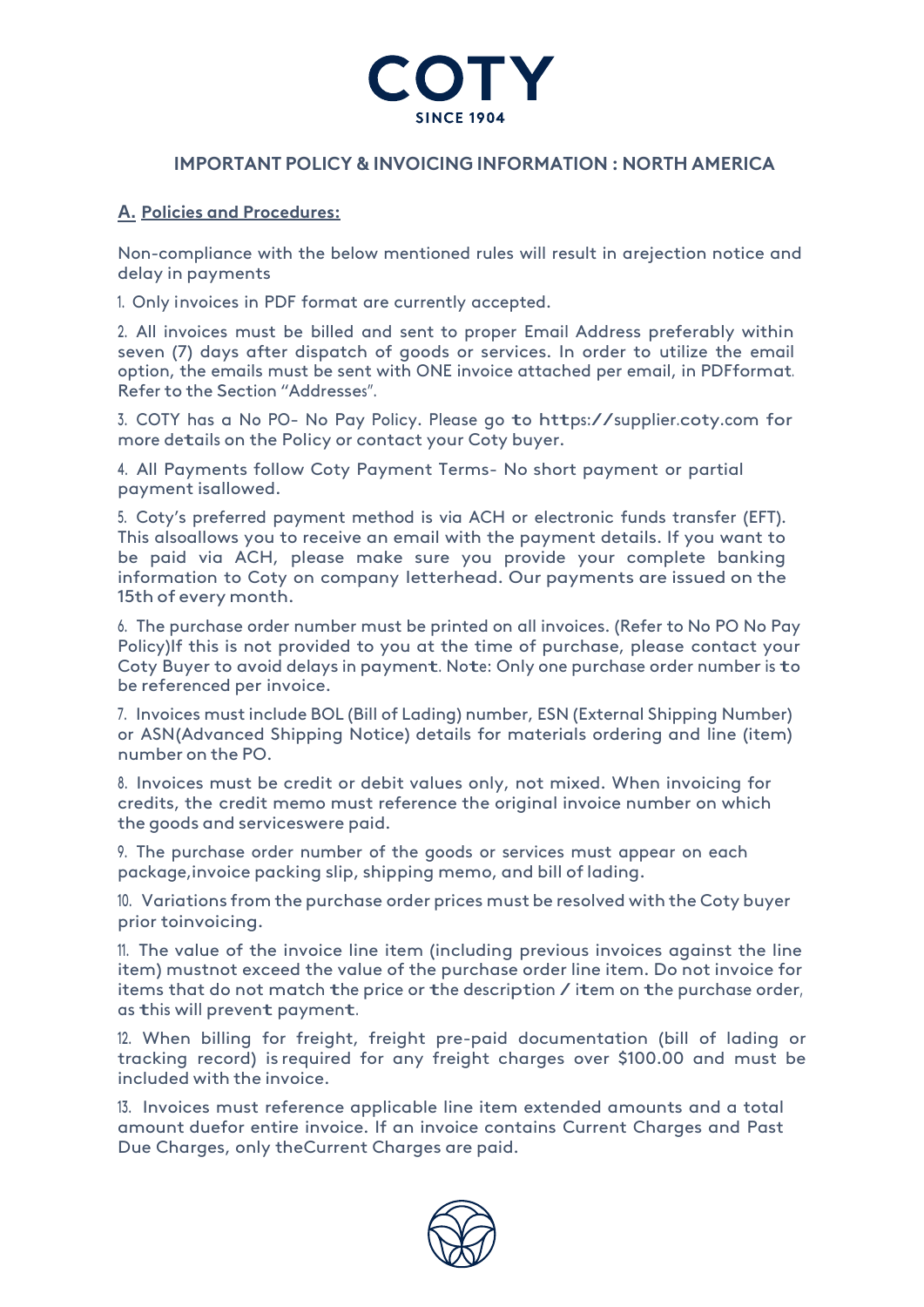# COTY

SINCE 1904

## IMPORTANT POLICY & INVOICING INFORMATION : NORTH AMERICA

### A. Policies and Procedures:

Non-compliance with the below mentioned rules will result in arejection notice and delay in payments

1. Only invoices in PDF format are currently accepted.

2. All invoices must be billed and sent to proper Email Address preferably within seven (7) days after dispatch of goods or services. In order to utilize the email option, the emails must be sent with ONE invoice attached per email, in PDFformat. Refer to the Section "Addresses".

3. COTY has a No PO- No Pay Policy. Please go to https://supplier.coty.com for more details on the Policy or contact your Coty buyer.

4. All Payments follow Coty Payment Terms- No short payment or partial payment isallowed.

5. Coty's preferred payment method is via ACH or electronic funds transfer (EFT). This alsoallows you to receive an email with the payment details. If you want to be paid via ACH, please make sure you provide your complete banking information to Coty on company letterhead. Our payments are issued on the 15th of every month.

6. The purchase order number must be printed on all invoices. (Refer to No PO No Pay Policy)If this is not provided to you at the time of purchase, please contact your Coty Buyer to avoid delays in payment. Note: Only one purchase order number is to be referenced per invoice.

7. Invoices must include BOL (Bill of Lading) number, ESN (External Shipping Number) or ASN(Advanced Shipping Notice) details for materials ordering and line (item) number on the PO.

8. Invoices must be credit or debit values only, not mixed. When invoicing for credits, the credit memo must reference the original invoice number on which the goods and serviceswere paid.

9. The purchase order number of the goods or services must appear on each package,invoice packing slip, shipping memo, and bill of lading.

10. Variations from the purchase order prices must be resolved with the Coty buyer prior toinvoicing.

11. The value of the invoice line item (including previous invoices against the line item) mustnot exceed the value of the purchase order line item. Do not invoice for items that do not match the price or the description / item on the purchase order, as this will prevent payment.

12. When billing for freight, freight pre-paid documentation (bill of lading or tracking record) is required for any freight charges over $100.00 and must be included with the invoice.

13. Invoices must reference applicable line item extended amounts and a total amount duefor entire invoice. If an invoice contains Current Charges and Past Due Charges, only theCurrent Charges are paid.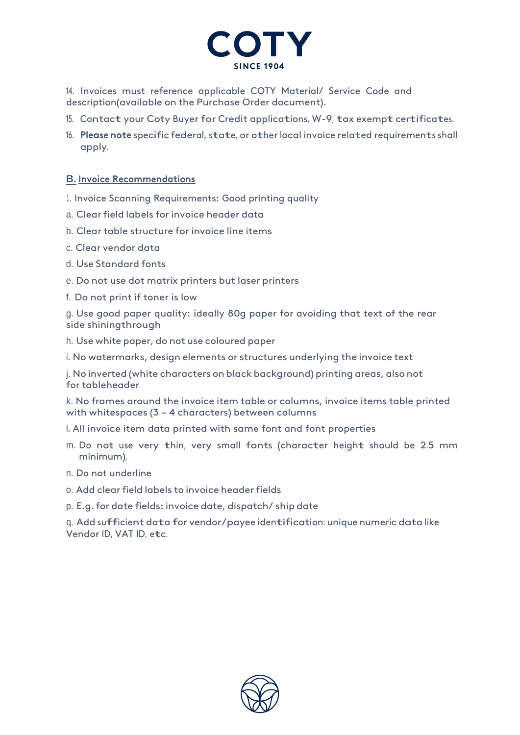14. Invoices must reference applicable COTY Material/ Service Code and description(available on the Purchase Order document).
15. Contact your Coty Buyer for Credit applications, W-9, tax exempt certificates.
16. **Please note** specific federal, state, or other local invoice related requirements shall apply.

**B. Invoice Recommendations**

1. Invoice Scanning Requirements: Good printing quality

a. Clear field labels for invoice header data

b. Clear table structure for invoice line items

c. Clear vendor data

d. Use Standard fonts

e. Do not use dot matrix printers but laser printers

f. Do not print if toner is low

g. Use good paper quality: ideally 80g paper for avoiding that text of the rear side shiningthrough

h. Use white paper, do not use coloured paper

i. No watermarks, design elements or structures underlying the invoice text

j. No inverted (white characters on black background) printing areas, also not for tableheader

k. No frames around the invoice item table or columns, invoice items table printed with whitespaces (3 – 4 characters) between columns

l. All invoice item data printed with same font and font properties

m. Do not use very thin, very small fonts (character height should be 2.5 mm minimum),

n. Do not underline

o. Add clear field labels to invoice header fields

p. E.g. for date fields: invoice date, dispatch/ ship date

q. Add sufficient data for vendor/payee identification: unique numeric data like Vendor ID, VAT ID, etc.